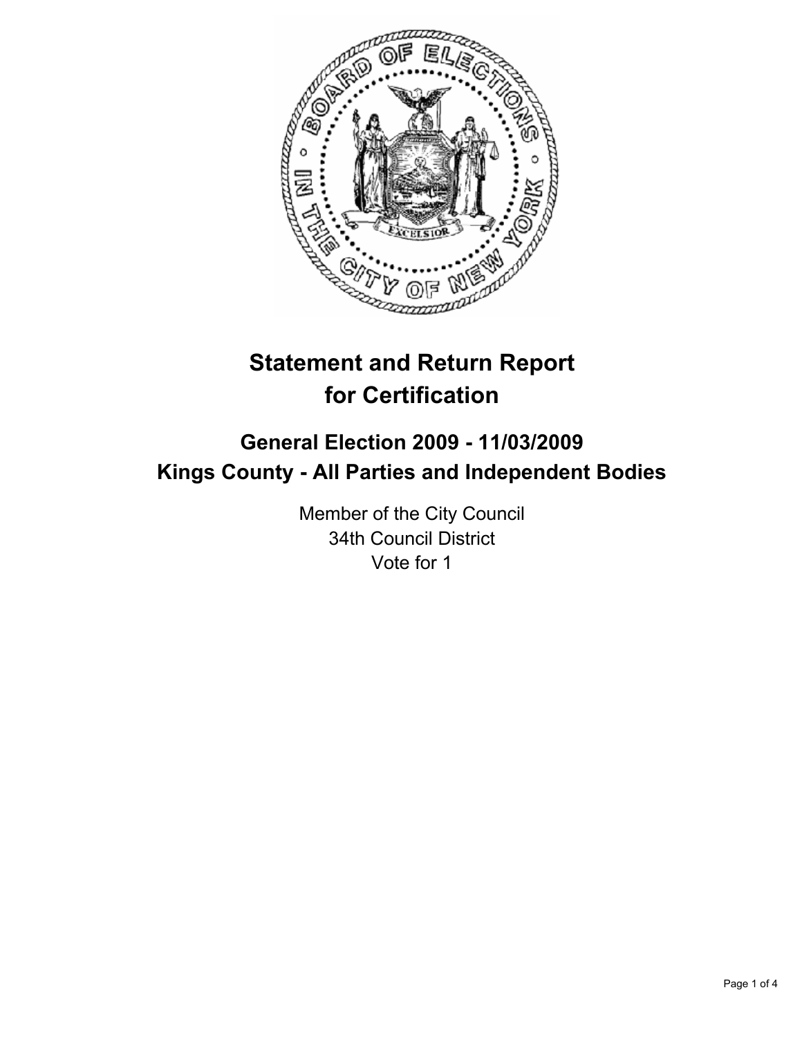# Statement and Return Report for Certification

## General Election 2009 - 11/03/2009
## Kings County - All Parties and Independent Bodies

Member of the City Council
34th Council District
Vote for 1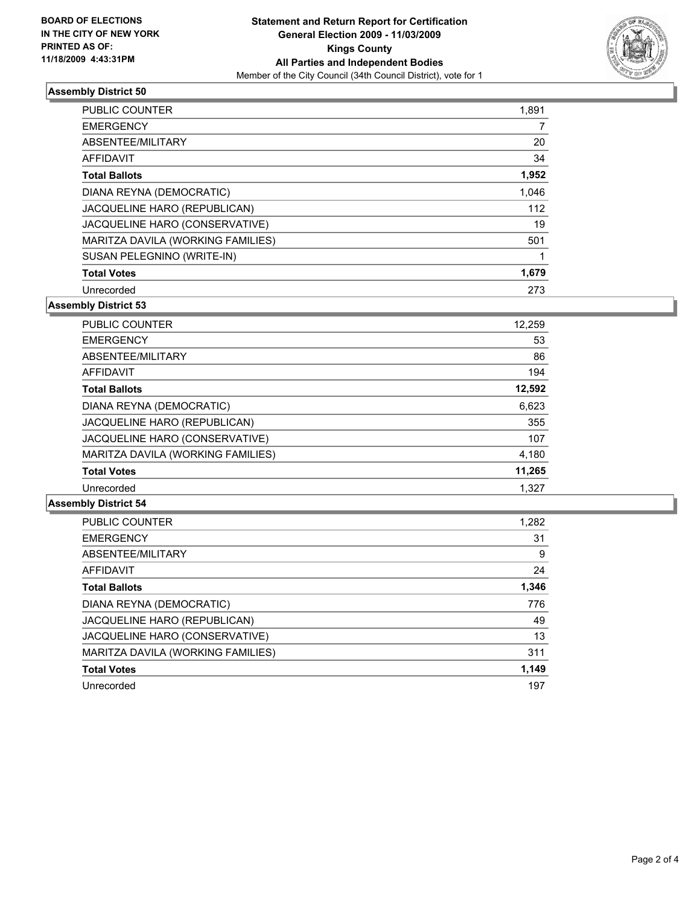BOARD OF ELECTIONS
IN THE CITY OF NEW YORK
PRINTED AS OF:
11/18/2009 4:43:31PM

**Statement and Return Report for Certification**
**General Election 2009 - 11/03/2009**
**Kings County**
**All Parties and Independent Bodies**
Member of the City Council (34th Council District), vote for 1

### Assembly District 50

| | |
|---|---|
| PUBLIC COUNTER | 1,891 |
| EMERGENCY | 7 |
| ABSENTEE/MILITARY | 20 |
| AFFIDAVIT | 34 |
| **Total Ballots** | **1,952** |
| DIANA REYNA (DEMOCRATIC) | 1,046 |
| JACQUELINE HARO (REPUBLICAN) | 112 |
| JACQUELINE HARO (CONSERVATIVE) | 19 |
| MARITZA DAVILA (WORKING FAMILIES) | 501 |
| SUSAN PELEGNINO (WRITE-IN) | 1 |
| **Total Votes** | **1,679** |
| Unrecorded | 273 |

### Assembly District 53

| | |
|---|---|
| PUBLIC COUNTER | 12,259 |
| EMERGENCY | 53 |
| ABSENTEE/MILITARY | 86 |
| AFFIDAVIT | 194 |
| **Total Ballots** | **12,592** |
| DIANA REYNA (DEMOCRATIC) | 6,623 |
| JACQUELINE HARO (REPUBLICAN) | 355 |
| JACQUELINE HARO (CONSERVATIVE) | 107 |
| MARITZA DAVILA (WORKING FAMILIES) | 4,180 |
| **Total Votes** | **11,265** |
| Unrecorded | 1,327 |

### Assembly District 54

| | |
|---|---|
| PUBLIC COUNTER | 1,282 |
| EMERGENCY | 31 |
| ABSENTEE/MILITARY | 9 |
| AFFIDAVIT | 24 |
| **Total Ballots** | **1,346** |
| DIANA REYNA (DEMOCRATIC) | 776 |
| JACQUELINE HARO (REPUBLICAN) | 49 |
| JACQUELINE HARO (CONSERVATIVE) | 13 |
| MARITZA DAVILA (WORKING FAMILIES) | 311 |
| **Total Votes** | **1,149** |
| Unrecorded | 197 |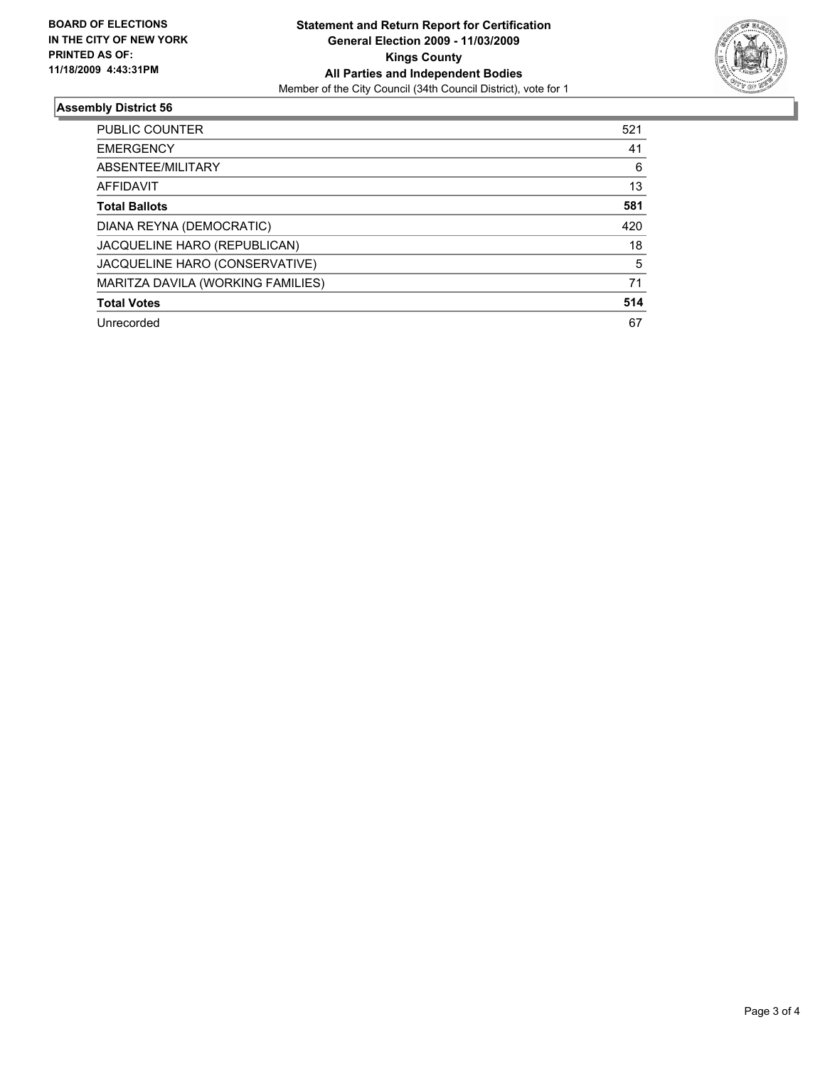**BOARD OF ELECTIONS IN THE CITY OF NEW YORK PRINTED AS OF: 11/18/2009 4:43:31PM**

**Statement and Return Report for Certification**
**General Election 2009 - 11/03/2009**
**Kings County**
**All Parties and Independent Bodies**
Member of the City Council (34th Council District), vote for 1

## Assembly District 56

| | |
|---|---|
| PUBLIC COUNTER | 521 |
| EMERGENCY | 41 |
| ABSENTEE/MILITARY | 6 |
| AFFIDAVIT | 13 |
| **Total Ballots** | **581** |
| DIANA REYNA (DEMOCRATIC) | 420 |
| JACQUELINE HARO (REPUBLICAN) | 18 |
| JACQUELINE HARO (CONSERVATIVE) | 5 |
| MARITZA DAVILA (WORKING FAMILIES) | 71 |
| **Total Votes** | **514** |
| Unrecorded | 67 |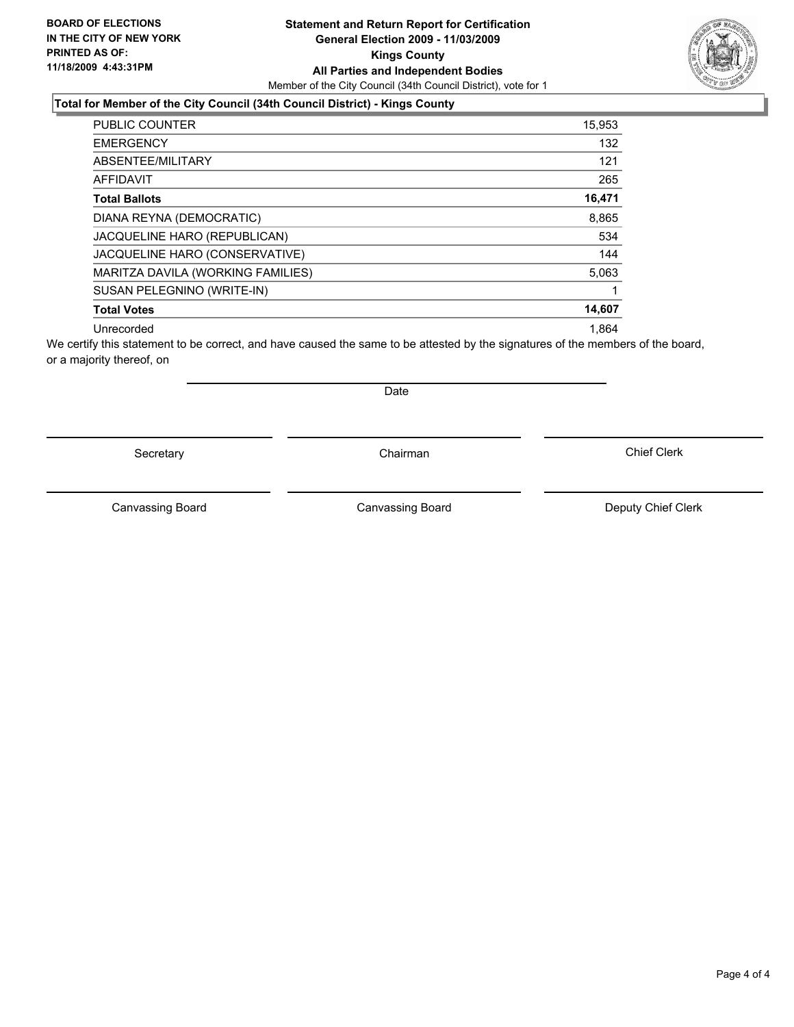**BOARD OF ELECTIONS IN THE CITY OF NEW YORK PRINTED AS OF: 11/18/2009 4:43:31PM**

**Statement and Return Report for Certification**
**General Election 2009 - 11/03/2009**
**Kings County**
**All Parties and Independent Bodies**
Member of the City Council (34th Council District), vote for 1

**Total for Member of the City Council (34th Council District) - Kings County**

| | |
|---|---|
| PUBLIC COUNTER | 15,953 |
| EMERGENCY | 132 |
| ABSENTEE/MILITARY | 121 |
| AFFIDAVIT | 265 |
| **Total Ballots** | **16,471** |
| DIANA REYNA (DEMOCRATIC) | 8,865 |
| JACQUELINE HARO (REPUBLICAN) | 534 |
| JACQUELINE HARO (CONSERVATIVE) | 144 |
| MARITZA DAVILA (WORKING FAMILIES) | 5,063 |
| SUSAN PELEGNINO (WRITE-IN) | 1 |
| **Total Votes** | **14,607** |
| Unrecorded | 1,864 |

We certify this statement to be correct, and have caused the same to be attested by the signatures of the members of the board, or a majority thereof, on

Date

Secretary | Chairman | Chief Clerk

Canvassing Board | Canvassing Board | Deputy Chief Clerk